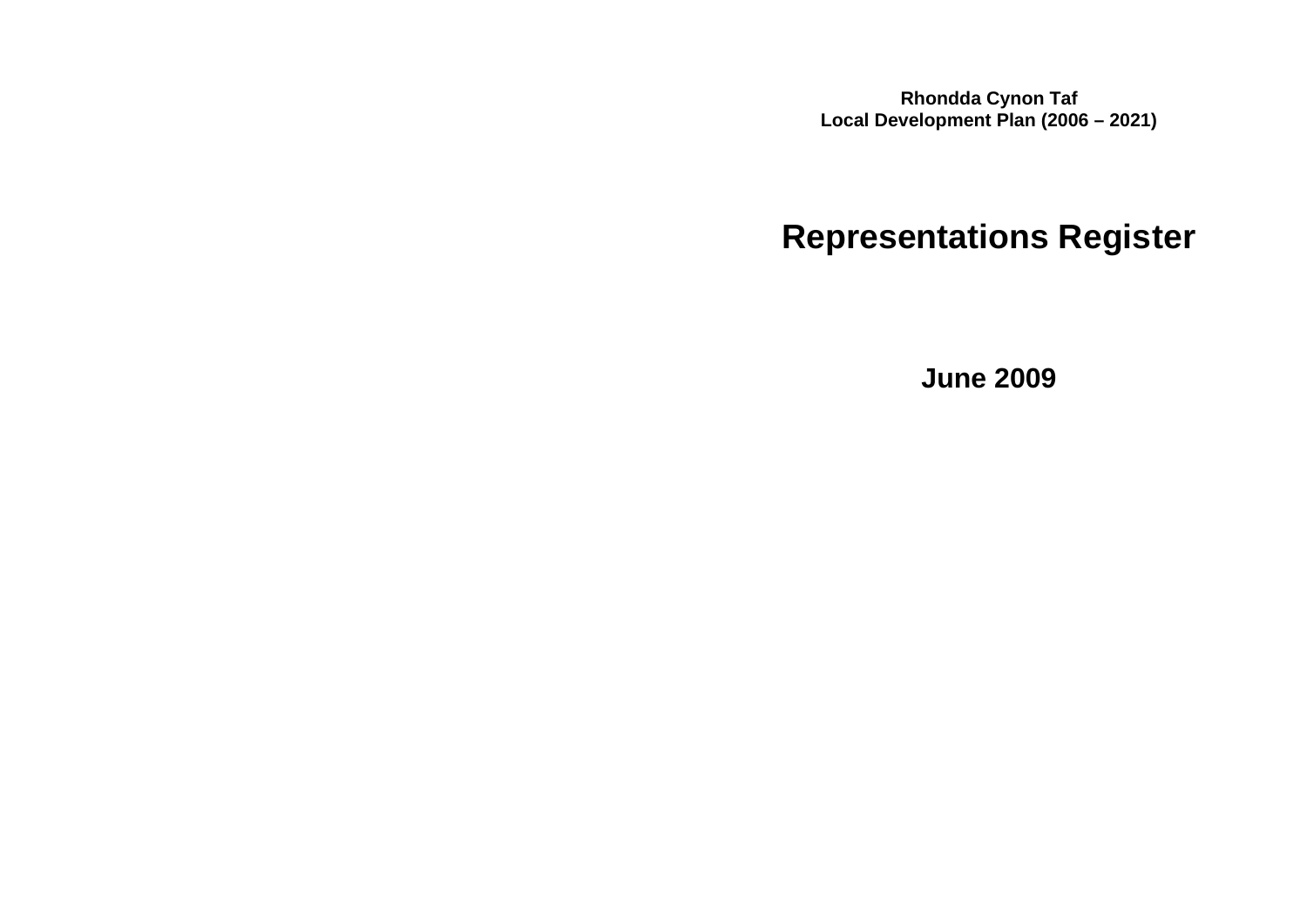**Rhondda Cynon Taf**
**Local Development Plan (2006 – 2021)**

# Representations Register

**June 2009**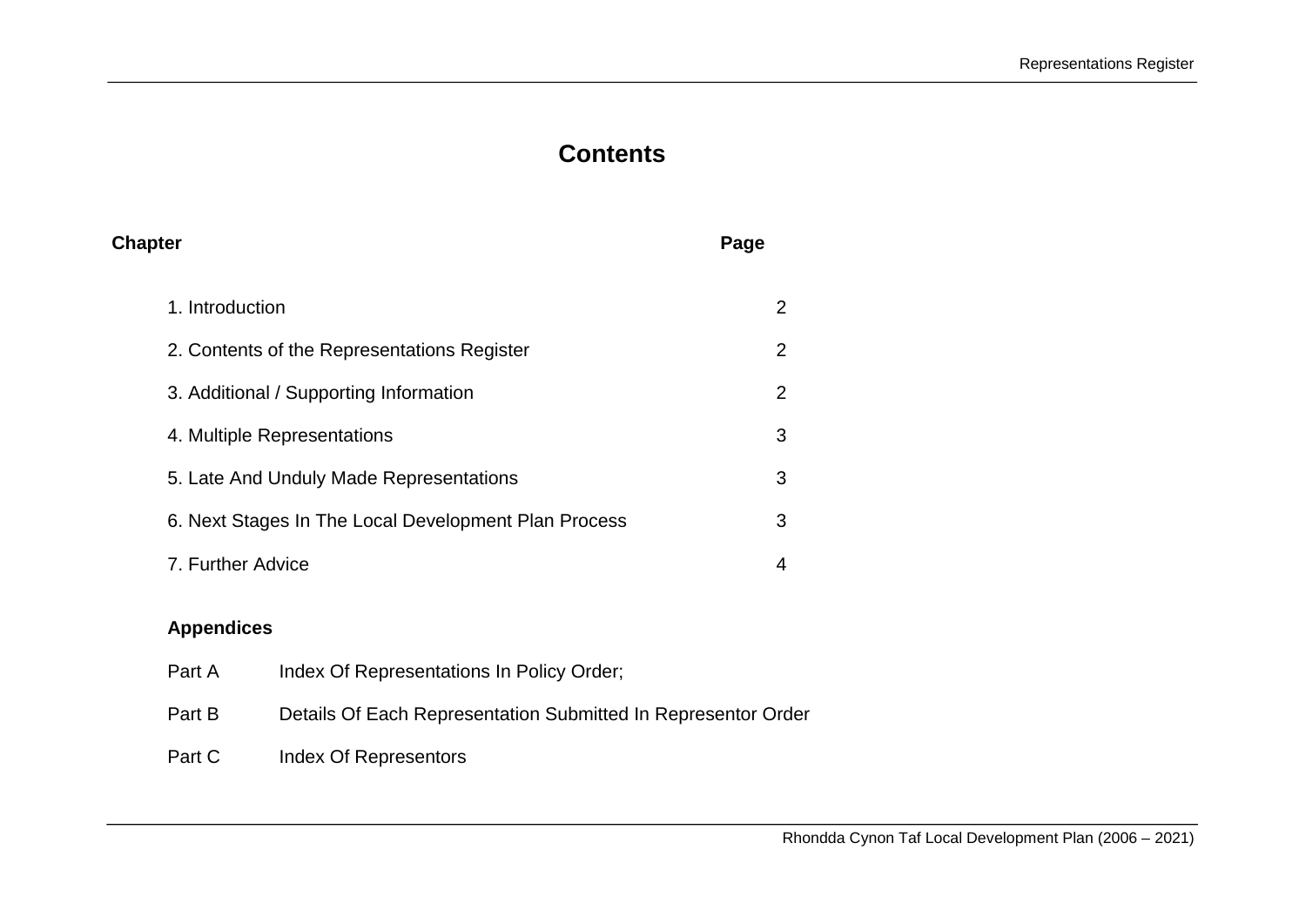# Contents

| Chapter | Page |
|---|---|
| 1. Introduction | 2 |
| 2. Contents of the Representations Register | 2 |
| 3. Additional / Supporting Information | 2 |
| 4. Multiple Representations | 3 |
| 5. Late And Unduly Made Representations | 3 |
| 6. Next Stages In The Local Development Plan Process | 3 |
| 7. Further Advice | 4 |

**Appendices**

Part A Index Of Representations In Policy Order;

Part B Details Of Each Representation Submitted In Representor Order

Part C Index Of Representors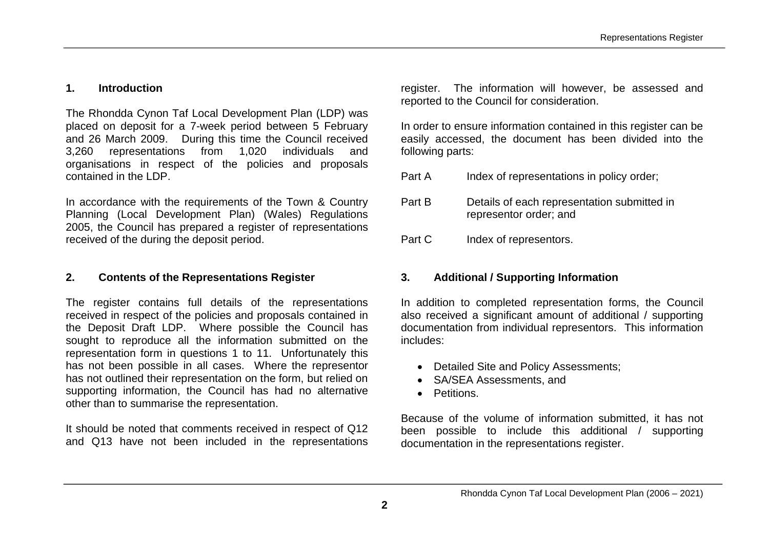## 1. Introduction

The Rhondda Cynon Taf Local Development Plan (LDP) was placed on deposit for a 7-week period between 5 February and 26 March 2009. During this time the Council received 3,260 representations from 1,020 individuals and organisations in respect of the policies and proposals contained in the LDP.

In accordance with the requirements of the Town & Country Planning (Local Development Plan) (Wales) Regulations 2005, the Council has prepared a register of representations received of the during the deposit period.

## 2. Contents of the Representations Register

The register contains full details of the representations received in respect of the policies and proposals contained in the Deposit Draft LDP. Where possible the Council has sought to reproduce all the information submitted on the representation form in questions 1 to 11. Unfortunately this has not been possible in all cases. Where the representor has not outlined their representation on the form, but relied on supporting information, the Council has had no alternative other than to summarise the representation.

It should be noted that comments received in respect of Q12 and Q13 have not been included in the representations register. The information will however, be assessed and reported to the Council for consideration.

In order to ensure information contained in this register can be easily accessed, the document has been divided into the following parts:

Part A Index of representations in policy order;

Part B Details of each representation submitted in representor order; and

Part C Index of representors.

## 3. Additional / Supporting Information

In addition to completed representation forms, the Council also received a significant amount of additional / supporting documentation from individual representors. This information includes:

- Detailed Site and Policy Assessments;
- SA/SEA Assessments, and
- Petitions.

Because of the volume of information submitted, it has not been possible to include this additional / supporting documentation in the representations register.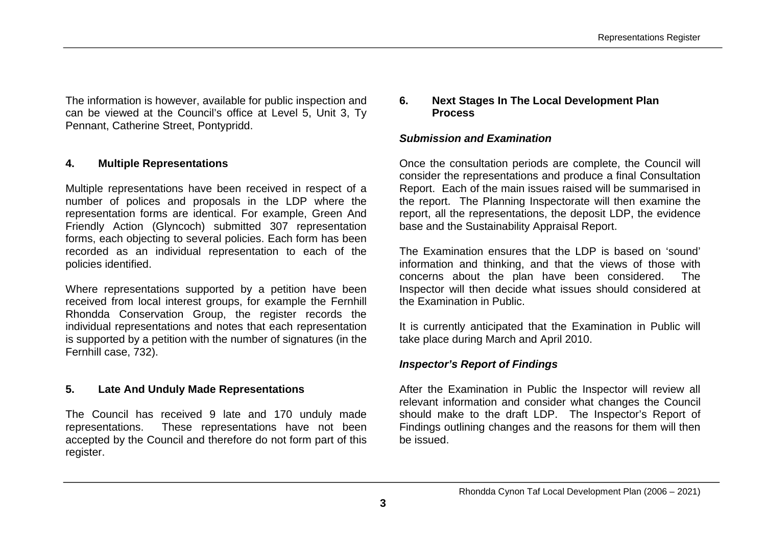The information is however, available for public inspection and can be viewed at the Council's office at Level 5, Unit 3, Ty Pennant, Catherine Street, Pontypridd.

## 4. Multiple Representations

Multiple representations have been received in respect of a number of polices and proposals in the LDP where the representation forms are identical. For example, Green And Friendly Action (Glyncoch) submitted 307 representation forms, each objecting to several policies. Each form has been recorded as an individual representation to each of the policies identified.

Where representations supported by a petition have been received from local interest groups, for example the Fernhill Rhondda Conservation Group, the register records the individual representations and notes that each representation is supported by a petition with the number of signatures (in the Fernhill case, 732).

## 5. Late And Unduly Made Representations

The Council has received 9 late and 170 unduly made representations. These representations have not been accepted by the Council and therefore do not form part of this register.

## 6. Next Stages In The Local Development Plan Process

### *Submission and Examination*

Once the consultation periods are complete, the Council will consider the representations and produce a final Consultation Report. Each of the main issues raised will be summarised in the report. The Planning Inspectorate will then examine the report, all the representations, the deposit LDP, the evidence base and the Sustainability Appraisal Report.

The Examination ensures that the LDP is based on 'sound' information and thinking, and that the views of those with concerns about the plan have been considered. The Inspector will then decide what issues should considered at the Examination in Public.

It is currently anticipated that the Examination in Public will take place during March and April 2010.

### *Inspector's Report of Findings*

After the Examination in Public the Inspector will review all relevant information and consider what changes the Council should make to the draft LDP. The Inspector's Report of Findings outlining changes and the reasons for them will then be issued.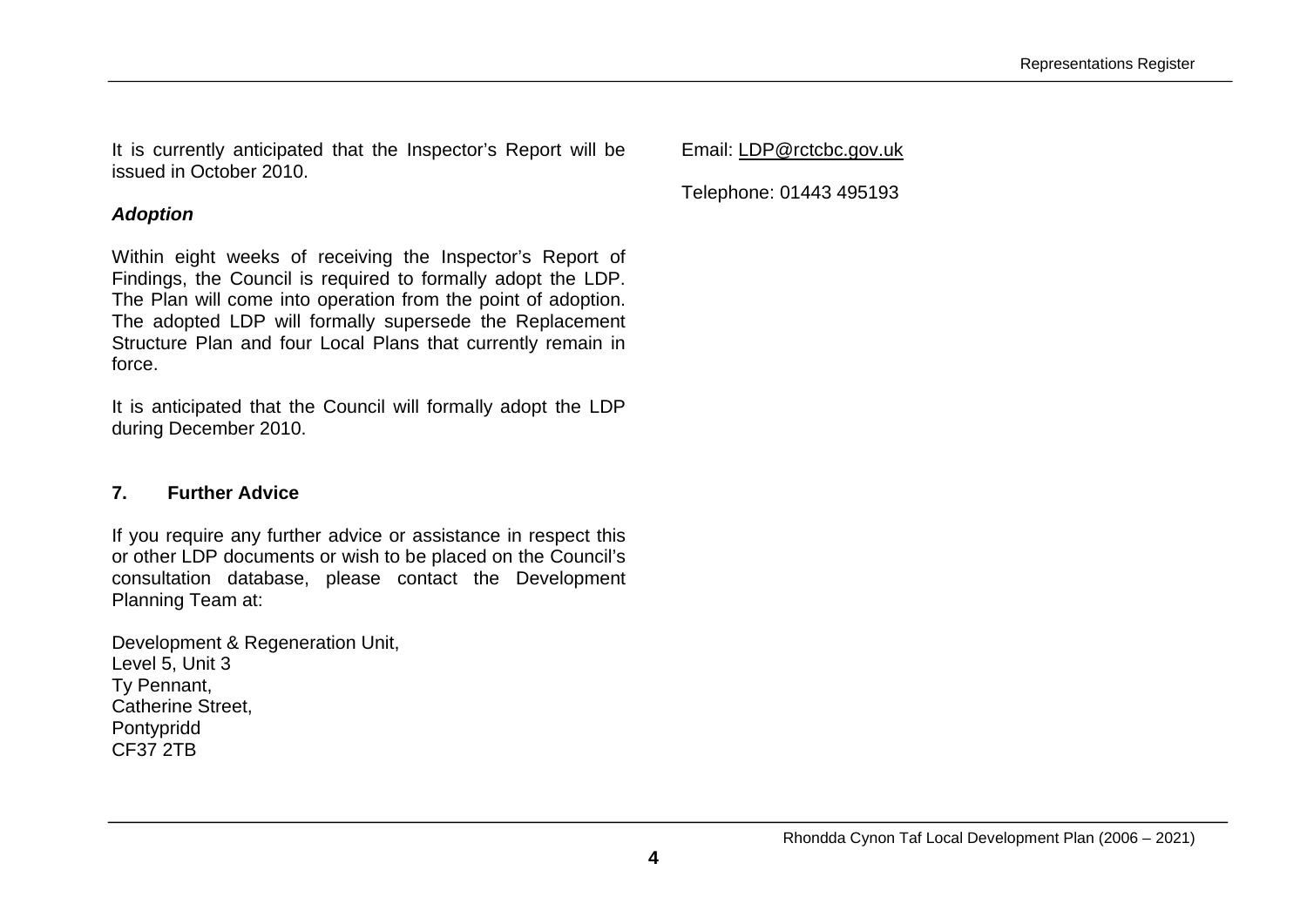It is currently anticipated that the Inspector's Report will be issued in October 2010.

### *Adoption*

Within eight weeks of receiving the Inspector's Report of Findings, the Council is required to formally adopt the LDP. The Plan will come into operation from the point of adoption. The adopted LDP will formally supersede the Replacement Structure Plan and four Local Plans that currently remain in force.

It is anticipated that the Council will formally adopt the LDP during December 2010.

## 7. Further Advice

If you require any further advice or assistance in respect this or other LDP documents or wish to be placed on the Council's consultation database, please contact the Development Planning Team at:

Development & Regeneration Unit,
Level 5, Unit 3
Ty Pennant,
Catherine Street,
Pontypridd
CF37 2TB

Email: LDP@rctcbc.gov.uk

Telephone: 01443 495193